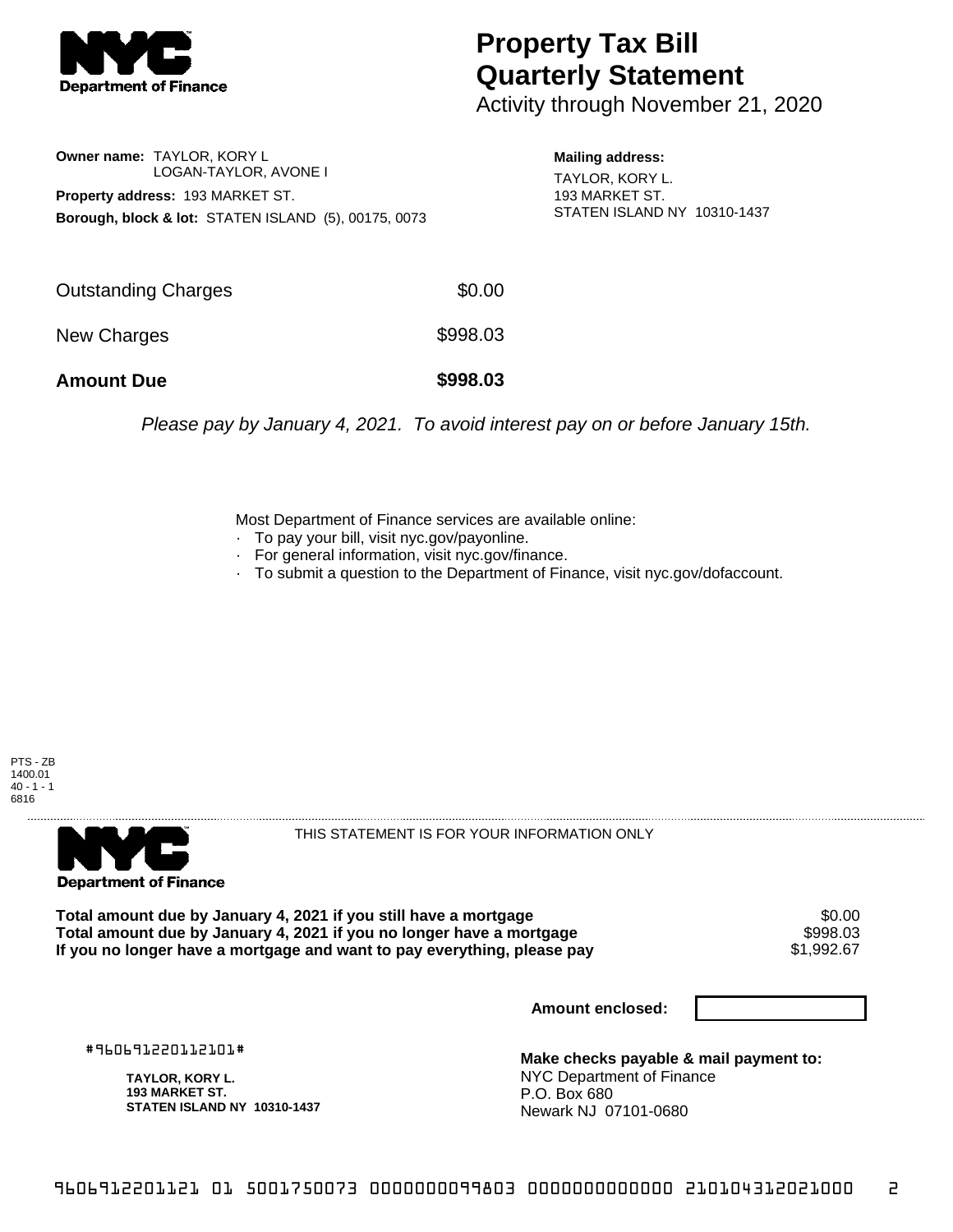# Property Tax Bill Quarterly Statement

Activity through November 21, 2020

**Owner name:** TAYLOR, KORY L
LOGAN-TAYLOR, AVONE I

**Property address:** 193 MARKET ST.

**Borough, block & lot:** STATEN ISLAND (5), 00175, 0073

**Mailing address:**
TAYLOR, KORY L.
193 MARKET ST.
STATEN ISLAND NY 10310-1437

| | |
|---|---|
| Outstanding Charges | $0.00 |
| New Charges | $998.03 |
| **Amount Due** | **$998.03** |

*Please pay by January 4, 2021. To avoid interest pay on or before January 15th.*

Most Department of Finance services are available online:
- To pay your bill, visit nyc.gov/payonline.
- For general information, visit nyc.gov/finance.
- To submit a question to the Department of Finance, visit nyc.gov/dofaccount.

PTS - ZB
1400.01
40 - 1 - 1
6816

THIS STATEMENT IS FOR YOUR INFORMATION ONLY

| | |
|---|---|
| **Total amount due by January 4, 2021 if you still have a mortgage** | $0.00 |
| **Total amount due by January 4, 2021 if you no longer have a mortgage** | $998.03 |
| **If you no longer have a mortgage and want to pay everything, please pay** | $1,992.67 |

**Amount enclosed:**

#960691220112101#

**TAYLOR, KORY L.**
**193 MARKET ST.**
**STATEN ISLAND NY 10310-1437**

**Make checks payable & mail payment to:**
NYC Department of Finance
P.O. Box 680
Newark NJ 07101-0680

960691220112101 01 5001750073 0000000099803 0000000000000 210104312021000 2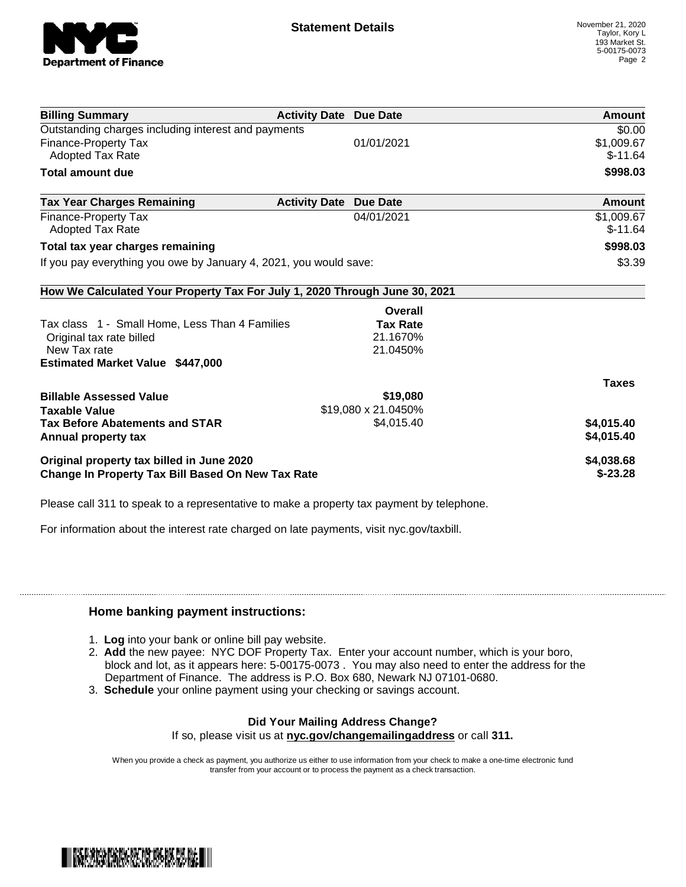## Statement Details

November 21, 2020
Taylor, Kory L
193 Market St.
5-00175-0073

| Billing Summary | Activity Date | Due Date | Amount |
|---|---|---|---|
| Outstanding charges including interest and payments | | | $0.00 |
| Finance-Property Tax | | 01/01/2021 | $1,009.67 |
| Adopted Tax Rate | | | $-11.64 |
| **Total amount due** | | | **$998.03** |

| Tax Year Charges Remaining | Activity Date | Due Date | Amount |
|---|---|---|---|
| Finance-Property Tax | | 04/01/2021 | $1,009.67 |
| Adopted Tax Rate | | | $-11.64 |
| **Total tax year charges remaining** | | | **$998.03** |
| If you pay everything you owe by January 4, 2021, you would save: | | | $3.39 |

**How We Calculated Your Property Tax For July 1, 2020 Through June 30, 2021**

| | Overall Tax Rate | Taxes |
|---|---|---|
| Tax class 1 - Small Home, Less Than 4 Families | | |
| Original tax rate billed | 21.1670% | |
| New Tax rate | 21.0450% | |
| **Estimated Market Value $447,000** | | |
| **Billable Assessed Value** | **$19,080** | |
| **Taxable Value** | $19,080 x 21.0450% | |
| **Tax Before Abatements and STAR** | $4,015.40 | **$4,015.40** |
| **Annual property tax** | | **$4,015.40** |
| **Original property tax billed in June 2020** | | **$4,038.68** |
| **Change In Property Tax Bill Based On New Tax Rate** | | **$-23.28** |

Please call 311 to speak to a representative to make a property tax payment by telephone.

For information about the interest rate charged on late payments, visit nyc.gov/taxbill.

### Home banking payment instructions:

1. **Log** into your bank or online bill pay website.
2. **Add** the new payee: NYC DOF Property Tax. Enter your account number, which is your boro, block and lot, as it appears here: 5-00175-0073 . You may also need to enter the address for the Department of Finance. The address is P.O. Box 680, Newark NJ 07101-0680.
3. **Schedule** your online payment using your checking or savings account.

**Did Your Mailing Address Change?**

If so, please visit us at **nyc.gov/changemailingaddress** or call **311.**

When you provide a check as payment, you authorize us either to use information from your check to make a one-time electronic fund transfer from your account or to process the payment as a check transaction.